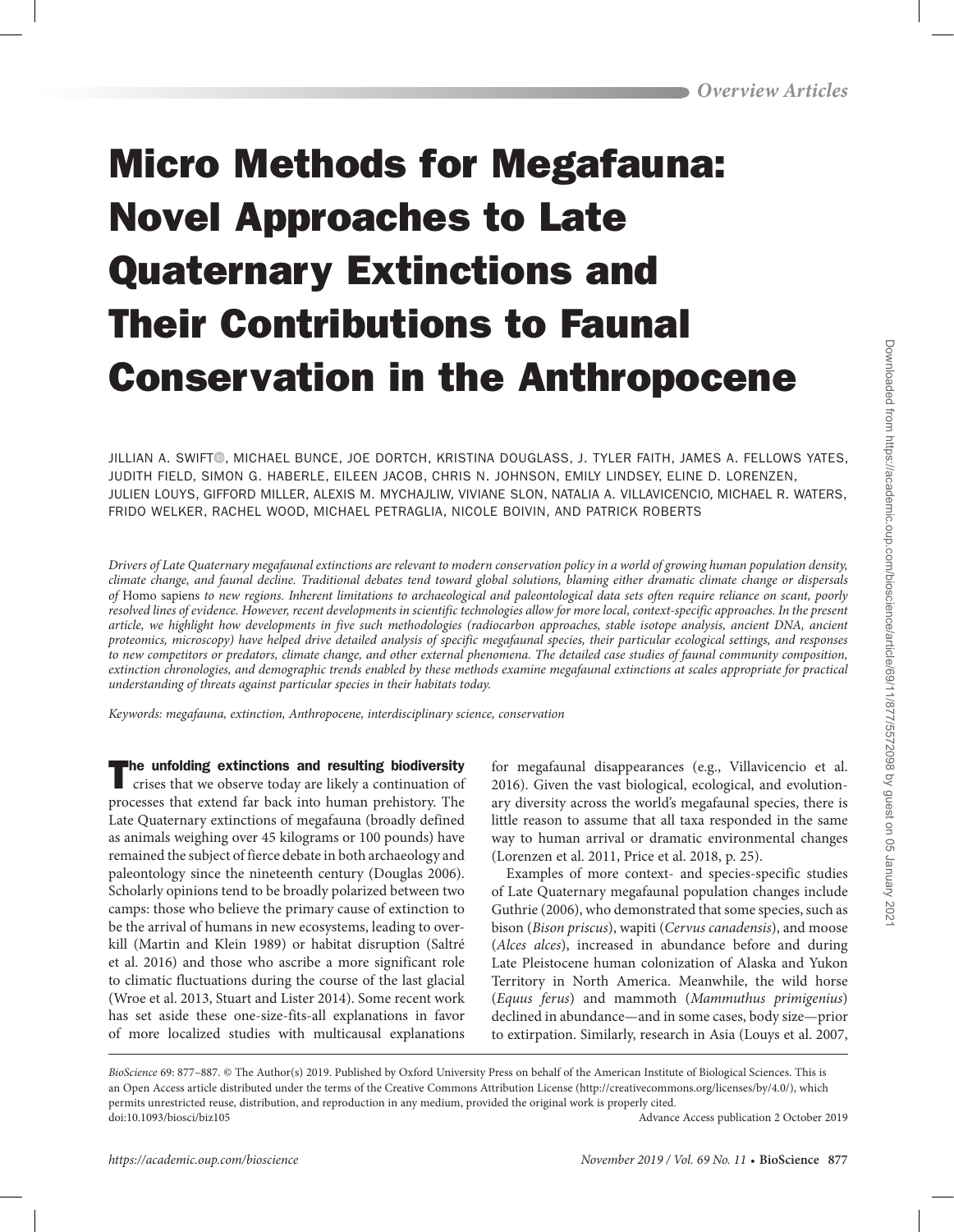# Micro Methods for Megafauna: Novel Approaches to Late Quaternary Extinctions and Their Contributions to Faunal Conservation in the Anthropocene

JILLIAN A. SWIFT, MICHAEL BUNCE, JOE DORTCH, KRISTINA DOUGLASS, J. TYLER FAITH, JAMES A. FELLOWS YATES, JUDITH FIELD, SIMON G. HABERLE, EILEEN JACOB, CHRIS N. JOHNSON, EMILY LINDSEY, ELINE D. LORENZEN, JULIEN LOUYS, GIFFORD MILLER, ALEXIS M. MYCHAJLIW, VIVIANE SLON, NATALIA A. VILLAVICENCIO, MICHAEL R. WATERS, FRIDO WELKER, RACHEL WOOD, MICHAEL PETRAGLIA, NICOLE BOIVIN, AND PATRICK ROBERTS

*Drivers of Late Quaternary megafaunal extinctions are relevant to modern conservation policy in a world of growing human population density, climate change, and faunal decline. Traditional debates tend toward global solutions, blaming either dramatic climate change or dispersals of* Homo sapiens *to new regions. Inherent limitations to archaeological and paleontological data sets often require reliance on scant, poorly resolved lines of evidence. However, recent developments in scientific technologies allow for more local, context-specific approaches. In the present article, we highlight how developments in five such methodologies (radiocarbon approaches, stable isotope analysis, ancient DNA, ancient proteomics, microscopy) have helped drive detailed analysis of specific megafaunal species, their particular ecological settings, and responses to new competitors or predators, climate change, and other external phenomena. The detailed case studies of faunal community composition, extinction chronologies, and demographic trends enabled by these methods examine megafaunal extinctions at scales appropriate for practical understanding of threats against particular species in their habitats today.*

*Keywords: megafauna, extinction, Anthropocene, interdisciplinary science, conservation*

**The unfolding extinctions and resulting biodiversity** crises that we observe today are likely a continuation of processes that extend far back into human prehistory. The Late Quaternary extinctions of megafauna (broadly defined as animals weighing over 45 kilograms or 100 pounds) have remained the subject of fierce debate in both archaeology and paleontology since the nineteenth century (Douglas 2006). Scholarly opinions tend to be broadly polarized between two camps: those who believe the primary cause of extinction to be the arrival of humans in new ecosystems, leading to overkill (Martin and Klein 1989) or habitat disruption (Saltré et al. 2016) and those who ascribe a more significant role to climatic fluctuations during the course of the last glacial (Wroe et al. 2013, Stuart and Lister 2014). Some recent work has set aside these one-size-fits-all explanations in favor of more localized studies with multicausal explanations for megafaunal disappearances (e.g., Villavicencio et al. 2016). Given the vast biological, ecological, and evolutionary diversity across the world's megafaunal species, there is little reason to assume that all taxa responded in the same way to human arrival or dramatic environmental changes (Lorenzen et al. 2011, Price et al. 2018, p. 25).

Examples of more context- and species-specific studies of Late Quaternary megafaunal population changes include Guthrie (2006), who demonstrated that some species, such as bison (*Bison priscus*), wapiti (*Cervus canadensis*), and moose (*Alces alces*), increased in abundance before and during Late Pleistocene human colonization of Alaska and Yukon Territory in North America. Meanwhile, the wild horse (*Equus ferus*) and mammoth (*Mammuthus primigenius*) declined in abundance—and in some cases, body size—prior to extirpation. Similarly, research in Asia (Louys et al. 2007,

*BioScience* 69: 877–887. © The Author(s) 2019. Published by Oxford University Press on behalf of the American Institute of Biological Sciences. This is an Open Access article distributed under the terms of the Creative Commons Attribution License (http://creativecommons.org/licenses/by/4.0/), which permits unrestricted reuse, distribution, and reproduction in any medium, provided the original work is properly cited.
doi:10.1093/biosci/biz105 Advance Access publication 2 October 2019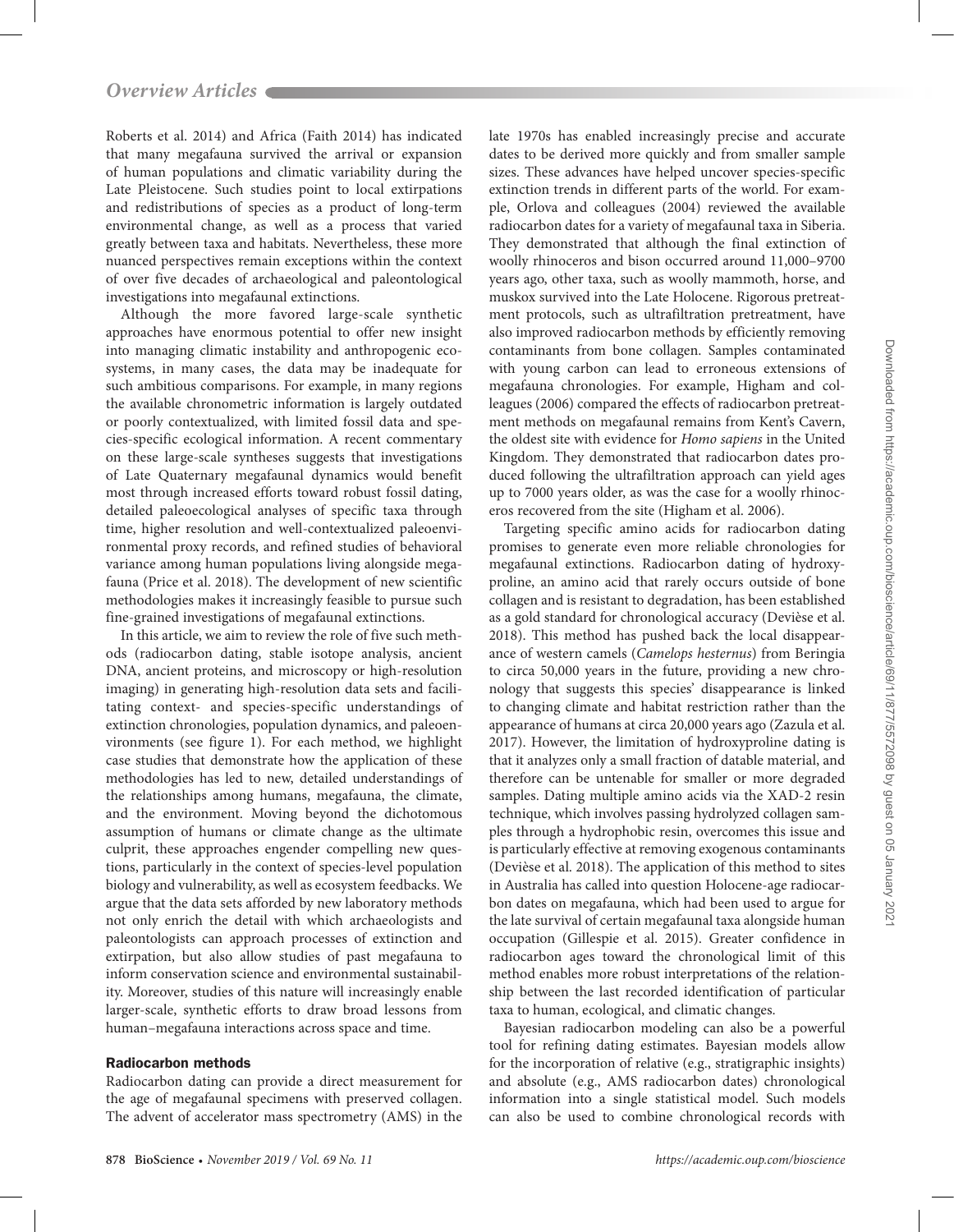Roberts et al. 2014) and Africa (Faith 2014) has indicated that many megafauna survived the arrival or expansion of human populations and climatic variability during the Late Pleistocene. Such studies point to local extirpations and redistributions of species as a product of long-term environmental change, as well as a process that varied greatly between taxa and habitats. Nevertheless, these more nuanced perspectives remain exceptions within the context of over five decades of archaeological and paleontological investigations into megafaunal extinctions.

Although the more favored large-scale synthetic approaches have enormous potential to offer new insight into managing climatic instability and anthropogenic ecosystems, in many cases, the data may be inadequate for such ambitious comparisons. For example, in many regions the available chronometric information is largely outdated or poorly contextualized, with limited fossil data and species-specific ecological information. A recent commentary on these large-scale syntheses suggests that investigations of Late Quaternary megafaunal dynamics would benefit most through increased efforts toward robust fossil dating, detailed paleoecological analyses of specific taxa through time, higher resolution and well-contextualized paleoenvironmental proxy records, and refined studies of behavioral variance among human populations living alongside megafauna (Price et al. 2018). The development of new scientific methodologies makes it increasingly feasible to pursue such fine-grained investigations of megafaunal extinctions.

In this article, we aim to review the role of five such methods (radiocarbon dating, stable isotope analysis, ancient DNA, ancient proteins, and microscopy or high-resolution imaging) in generating high-resolution data sets and facilitating context- and species-specific understandings of extinction chronologies, population dynamics, and paleoenvironments (see figure 1). For each method, we highlight case studies that demonstrate how the application of these methodologies has led to new, detailed understandings of the relationships among humans, megafauna, the climate, and the environment. Moving beyond the dichotomous assumption of humans or climate change as the ultimate culprit, these approaches engender compelling new questions, particularly in the context of species-level population biology and vulnerability, as well as ecosystem feedbacks. We argue that the data sets afforded by new laboratory methods not only enrich the detail with which archaeologists and paleontologists can approach processes of extinction and extirpation, but also allow studies of past megafauna to inform conservation science and environmental sustainability. Moreover, studies of this nature will increasingly enable larger-scale, synthetic efforts to draw broad lessons from human–megafauna interactions across space and time.

## Radiocarbon methods

Radiocarbon dating can provide a direct measurement for the age of megafaunal specimens with preserved collagen. The advent of accelerator mass spectrometry (AMS) in the late 1970s has enabled increasingly precise and accurate dates to be derived more quickly and from smaller sample sizes. These advances have helped uncover species-specific extinction trends in different parts of the world. For example, Orlova and colleagues (2004) reviewed the available radiocarbon dates for a variety of megafaunal taxa in Siberia. They demonstrated that although the final extinction of woolly rhinoceros and bison occurred around 11,000–9700 years ago, other taxa, such as woolly mammoth, horse, and muskox survived into the Late Holocene. Rigorous pretreatment protocols, such as ultrafiltration pretreatment, have also improved radiocarbon methods by efficiently removing contaminants from bone collagen. Samples contaminated with young carbon can lead to erroneous extensions of megafauna chronologies. For example, Higham and colleagues (2006) compared the effects of radiocarbon pretreatment methods on megafaunal remains from Kent's Cavern, the oldest site with evidence for *Homo sapiens* in the United Kingdom. They demonstrated that radiocarbon dates produced following the ultrafiltration approach can yield ages up to 7000 years older, as was the case for a woolly rhinoceros recovered from the site (Higham et al. 2006).

Targeting specific amino acids for radiocarbon dating promises to generate even more reliable chronologies for megafaunal extinctions. Radiocarbon dating of hydroxyproline, an amino acid that rarely occurs outside of bone collagen and is resistant to degradation, has been established as a gold standard for chronological accuracy (Devièse et al. 2018). This method has pushed back the local disappearance of western camels (*Camelops hesternus*) from Beringia to circa 50,000 years in the future, providing a new chronology that suggests this species' disappearance is linked to changing climate and habitat restriction rather than the appearance of humans at circa 20,000 years ago (Zazula et al. 2017). However, the limitation of hydroxyproline dating is that it analyzes only a small fraction of datable material, and therefore can be untenable for smaller or more degraded samples. Dating multiple amino acids via the XAD-2 resin technique, which involves passing hydrolyzed collagen samples through a hydrophobic resin, overcomes this issue and is particularly effective at removing exogenous contaminants (Devièse et al. 2018). The application of this method to sites in Australia has called into question Holocene-age radiocarbon dates on megafauna, which had been used to argue for the late survival of certain megafaunal taxa alongside human occupation (Gillespie et al. 2015). Greater confidence in radiocarbon ages toward the chronological limit of this method enables more robust interpretations of the relationship between the last recorded identification of particular taxa to human, ecological, and climatic changes.

Bayesian radiocarbon modeling can also be a powerful tool for refining dating estimates. Bayesian models allow for the incorporation of relative (e.g., stratigraphic insights) and absolute (e.g., AMS radiocarbon dates) chronological information into a single statistical model. Such models can also be used to combine chronological records with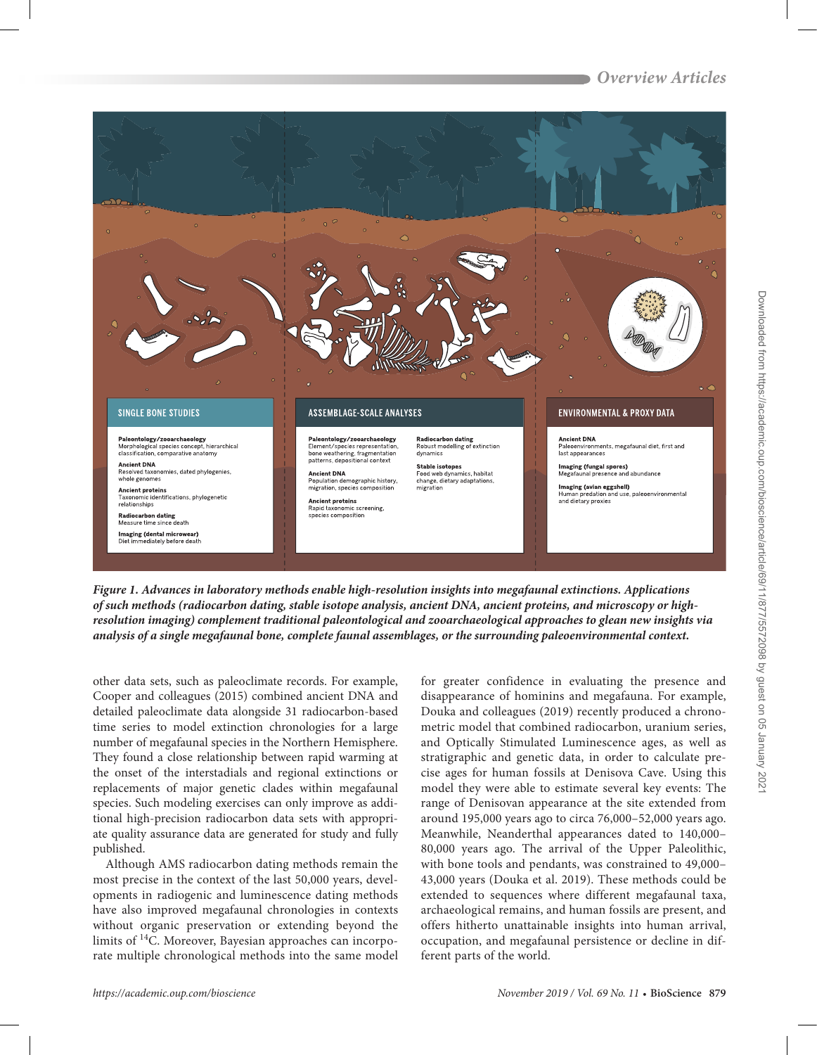**Figure 1. Advances in laboratory methods enable high-resolution insights into megafaunal extinctions. Applications of such methods (radiocarbon dating, stable isotope analysis, ancient DNA, ancient proteins, and microscopy or high-resolution imaging) complement traditional paleontological and zooarchaeological approaches to glean new insights via analysis of a single megafaunal bone, complete faunal assemblages, or the surrounding paleoenvironmental context.**

other data sets, such as paleoclimate records. For example, Cooper and colleagues (2015) combined ancient DNA and detailed paleoclimate data alongside 31 radiocarbon-based time series to model extinction chronologies for a large number of megafaunal species in the Northern Hemisphere. They found a close relationship between rapid warming at the onset of the interstadials and regional extinctions or replacements of major genetic clades within megafaunal species. Such modeling exercises can only improve as additional high-precision radiocarbon data sets with appropriate quality assurance data are generated for study and fully published.

Although AMS radiocarbon dating methods remain the most precise in the context of the last 50,000 years, developments in radiogenic and luminescence dating methods have also improved megafaunal chronologies in contexts without organic preservation or extending beyond the limits of $^{14}$C. Moreover, Bayesian approaches can incorporate multiple chronological methods into the same model for greater confidence in evaluating the presence and disappearance of hominins and megafauna. For example, Douka and colleagues (2019) recently produced a chronometric model that combined radiocarbon, uranium series, and Optically Stimulated Luminescence ages, as well as stratigraphic and genetic data, in order to calculate precise ages for human fossils at Denisova Cave. Using this model they were able to estimate several key events: The range of Denisovan appearance at the site extended from around 195,000 years ago to circa 76,000–52,000 years ago. Meanwhile, Neanderthal appearances dated to 140,000–80,000 years ago. The arrival of the Upper Paleolithic, with bone tools and pendants, was constrained to 49,000–43,000 years (Douka et al. 2019). These methods could be extended to sequences where different megafaunal taxa, archaeological remains, and human fossils are present, and offers hitherto unattainable insights into human arrival, occupation, and megafaunal persistence or decline in different parts of the world.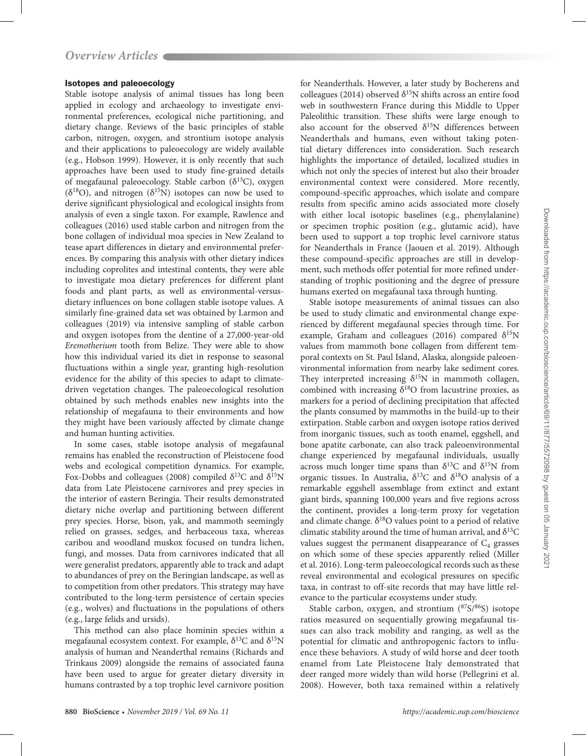### Isotopes and paleoecology

Stable isotope analysis of animal tissues has long been applied in ecology and archaeology to investigate environmental preferences, ecological niche partitioning, and dietary change. Reviews of the basic principles of stable carbon, nitrogen, oxygen, and strontium isotope analysis and their applications to paleoecology are widely available (e.g., Hobson 1999). However, it is only recently that such approaches have been used to study fine-grained details of megafaunal paleoecology. Stable carbon ($\delta^{13}C$), oxygen ($\delta^{18}O$), and nitrogen ($\delta^{15}N$) isotopes can now be used to derive significant physiological and ecological insights from analysis of even a single taxon. For example, Rawlence and colleagues (2016) used stable carbon and nitrogen from the bone collagen of individual moa species in New Zealand to tease apart differences in dietary and environmental preferences. By comparing this analysis with other dietary indices including coprolites and intestinal contents, they were able to investigate moa dietary preferences for different plant foods and plant parts, as well as environmental-versus-dietary influences on bone collagen stable isotope values. A similarly fine-grained data set was obtained by Larmon and colleagues (2019) via intensive sampling of stable carbon and oxygen isotopes from the dentine of a 27,000-year-old *Eremotherium* tooth from Belize. They were able to show how this individual varied its diet in response to seasonal fluctuations within a single year, granting high-resolution evidence for the ability of this species to adapt to climate-driven vegetation changes. The paleoecological resolution obtained by such methods enables new insights into the relationship of megafauna to their environments and how they might have been variously affected by climate change and human hunting activities.

In some cases, stable isotope analysis of megafaunal remains has enabled the reconstruction of Pleistocene food webs and ecological competition dynamics. For example, Fox-Dobbs and colleagues (2008) compiled $\delta^{13}C$ and $\delta^{15}N$ data from Late Pleistocene carnivores and prey species in the interior of eastern Beringia. Their results demonstrated dietary niche overlap and partitioning between different prey species. Horse, bison, yak, and mammoth seemingly relied on grasses, sedges, and herbaceous taxa, whereas caribou and woodland muskox focused on tundra lichen, fungi, and mosses. Data from carnivores indicated that all were generalist predators, apparently able to track and adapt to abundances of prey on the Beringian landscape, as well as to competition from other predators. This strategy may have contributed to the long-term persistence of certain species (e.g., wolves) and fluctuations in the populations of others (e.g., large felids and ursids).

This method can also place hominin species within a megafaunal ecosystem context. For example, $\delta^{13}C$ and $\delta^{15}N$ analysis of human and Neanderthal remains (Richards and Trinkaus 2009) alongside the remains of associated fauna have been used to argue for greater dietary diversity in humans contrasted by a top trophic level carnivore position for Neanderthals. However, a later study by Bocherens and colleagues (2014) observed $\delta^{15}N$ shifts across an entire food web in southwestern France during this Middle to Upper Paleolithic transition. These shifts were large enough to also account for the observed $\delta^{15}N$ differences between Neanderthals and humans, even without taking potential dietary differences into consideration. Such research highlights the importance of detailed, localized studies in which not only the species of interest but also their broader environmental context were considered. More recently, compound-specific approaches, which isolate and compare results from specific amino acids associated more closely with either local isotopic baselines (e.g., phenylalanine) or specimen trophic position (e.g., glutamic acid), have been used to support a top trophic level carnivore status for Neanderthals in France (Jaouen et al. 2019). Although these compound-specific approaches are still in development, such methods offer potential for more refined understanding of trophic positioning and the degree of pressure humans exerted on megafaunal taxa through hunting.

Stable isotope measurements of animal tissues can also be used to study climatic and environmental change experienced by different megafaunal species through time. For example, Graham and colleagues (2016) compared $\delta^{15}N$ values from mammoth bone collagen from different temporal contexts on St. Paul Island, Alaska, alongside paleoenvironmental information from nearby lake sediment cores. They interpreted increasing $\delta^{15}N$ in mammoth collagen, combined with increasing $\delta^{18}O$ from lacustrine proxies, as markers for a period of declining precipitation that affected the plants consumed by mammoths in the build-up to their extirpation. Stable carbon and oxygen isotope ratios derived from inorganic tissues, such as tooth enamel, eggshell, and bone apatite carbonate, can also track paleoenvironmental change experienced by megafaunal individuals, usually across much longer time spans than $\delta^{13}C$ and $\delta^{15}N$ from organic tissues. In Australia, $\delta^{13}C$ and $\delta^{18}O$ analysis of a remarkable eggshell assemblage from extinct and extant giant birds, spanning 100,000 years and five regions across the continent, provides a long-term proxy for vegetation and climate change. $\delta^{18}O$ values point to a period of relative climatic stability around the time of human arrival, and $\delta^{13}C$ values suggest the permanent disappearance of $C_4$ grasses on which some of these species apparently relied (Miller et al. 2016). Long-term paleoecological records such as these reveal environmental and ecological pressures on specific taxa, in contrast to off-site records that may have little relevance to the particular ecosystems under study.

Stable carbon, oxygen, and strontium ($^{87}S/^{86}S$) isotope ratios measured on sequentially growing megafaunal tissues can also track mobility and ranging, as well as the potential for climatic and anthropogenic factors to influence these behaviors. A study of wild horse and deer tooth enamel from Late Pleistocene Italy demonstrated that deer ranged more widely than wild horse (Pellegrini et al. 2008). However, both taxa remained within a relatively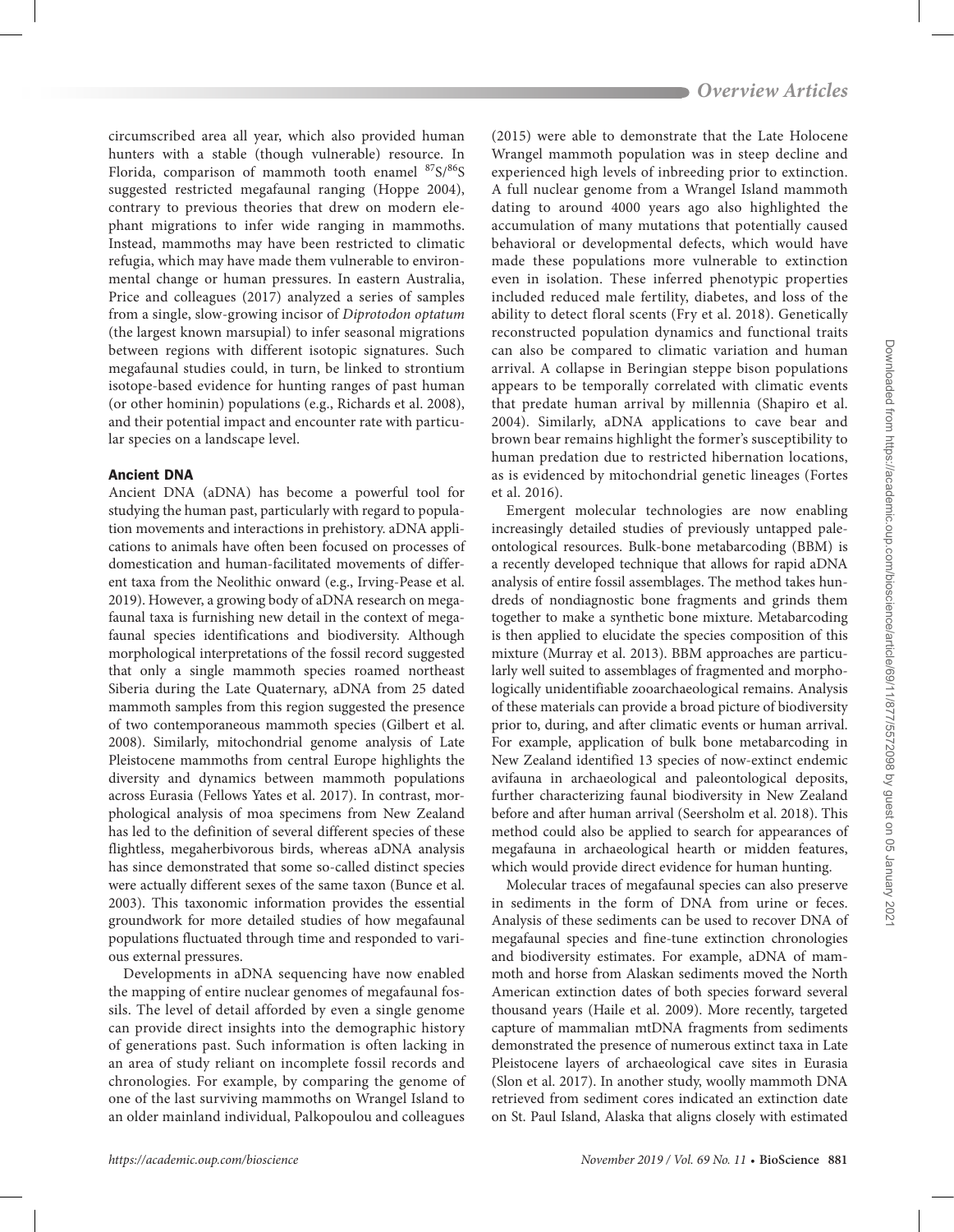circumscribed area all year, which also provided human hunters with a stable (though vulnerable) resource. In Florida, comparison of mammoth tooth enamel $^{87}S/^{86}S$ suggested restricted megafaunal ranging (Hoppe 2004), contrary to previous theories that drew on modern elephant migrations to infer wide ranging in mammoths. Instead, mammoths may have been restricted to climatic refugia, which may have made them vulnerable to environmental change or human pressures. In eastern Australia, Price and colleagues (2017) analyzed a series of samples from a single, slow-growing incisor of *Diprotodon optatum* (the largest known marsupial) to infer seasonal migrations between regions with different isotopic signatures. Such megafaunal studies could, in turn, be linked to strontium isotope-based evidence for hunting ranges of past human (or other hominin) populations (e.g., Richards et al. 2008), and their potential impact and encounter rate with particular species on a landscape level.

### Ancient DNA

Ancient DNA (aDNA) has become a powerful tool for studying the human past, particularly with regard to population movements and interactions in prehistory. aDNA applications to animals have often been focused on processes of domestication and human-facilitated movements of different taxa from the Neolithic onward (e.g., Irving-Pease et al. 2019). However, a growing body of aDNA research on megafaunal taxa is furnishing new detail in the context of megafaunal species identifications and biodiversity. Although morphological interpretations of the fossil record suggested that only a single mammoth species roamed northeast Siberia during the Late Quaternary, aDNA from 25 dated mammoth samples from this region suggested the presence of two contemporaneous mammoth species (Gilbert et al. 2008). Similarly, mitochondrial genome analysis of Late Pleistocene mammoths from central Europe highlights the diversity and dynamics between mammoth populations across Eurasia (Fellows Yates et al. 2017). In contrast, morphological analysis of moa specimens from New Zealand has led to the definition of several different species of these flightless, megaherbivorous birds, whereas aDNA analysis has since demonstrated that some so-called distinct species were actually different sexes of the same taxon (Bunce et al. 2003). This taxonomic information provides the essential groundwork for more detailed studies of how megafaunal populations fluctuated through time and responded to various external pressures.

Developments in aDNA sequencing have now enabled the mapping of entire nuclear genomes of megafaunal fossils. The level of detail afforded by even a single genome can provide direct insights into the demographic history of generations past. Such information is often lacking in an area of study reliant on incomplete fossil records and chronologies. For example, by comparing the genome of one of the last surviving mammoths on Wrangel Island to an older mainland individual, Palkopoulou and colleagues (2015) were able to demonstrate that the Late Holocene Wrangel mammoth population was in steep decline and experienced high levels of inbreeding prior to extinction. A full nuclear genome from a Wrangel Island mammoth dating to around 4000 years ago also highlighted the accumulation of many mutations that potentially caused behavioral or developmental defects, which would have made these populations more vulnerable to extinction even in isolation. These inferred phenotypic properties included reduced male fertility, diabetes, and loss of the ability to detect floral scents (Fry et al. 2018). Genetically reconstructed population dynamics and functional traits can also be compared to climatic variation and human arrival. A collapse in Beringian steppe bison populations appears to be temporally correlated with climatic events that predate human arrival by millennia (Shapiro et al. 2004). Similarly, aDNA applications to cave bear and brown bear remains highlight the former's susceptibility to human predation due to restricted hibernation locations, as is evidenced by mitochondrial genetic lineages (Fortes et al. 2016).

Emergent molecular technologies are now enabling increasingly detailed studies of previously untapped paleontological resources. Bulk-bone metabarcoding (BBM) is a recently developed technique that allows for rapid aDNA analysis of entire fossil assemblages. The method takes hundreds of nondiagnostic bone fragments and grinds them together to make a synthetic bone mixture. Metabarcoding is then applied to elucidate the species composition of this mixture (Murray et al. 2013). BBM approaches are particularly well suited to assemblages of fragmented and morphologically unidentifiable zooarchaeological remains. Analysis of these materials can provide a broad picture of biodiversity prior to, during, and after climatic events or human arrival. For example, application of bulk bone metabarcoding in New Zealand identified 13 species of now-extinct endemic avifauna in archaeological and paleontological deposits, further characterizing faunal biodiversity in New Zealand before and after human arrival (Seersholm et al. 2018). This method could also be applied to search for appearances of megafauna in archaeological hearth or midden features, which would provide direct evidence for human hunting.

Molecular traces of megafaunal species can also preserve in sediments in the form of DNA from urine or feces. Analysis of these sediments can be used to recover DNA of megafaunal species and fine-tune extinction chronologies and biodiversity estimates. For example, aDNA of mammoth and horse from Alaskan sediments moved the North American extinction dates of both species forward several thousand years (Haile et al. 2009). More recently, targeted capture of mammalian mtDNA fragments from sediments demonstrated the presence of numerous extinct taxa in Late Pleistocene layers of archaeological cave sites in Eurasia (Slon et al. 2017). In another study, woolly mammoth DNA retrieved from sediment cores indicated an extinction date on St. Paul Island, Alaska that aligns closely with estimated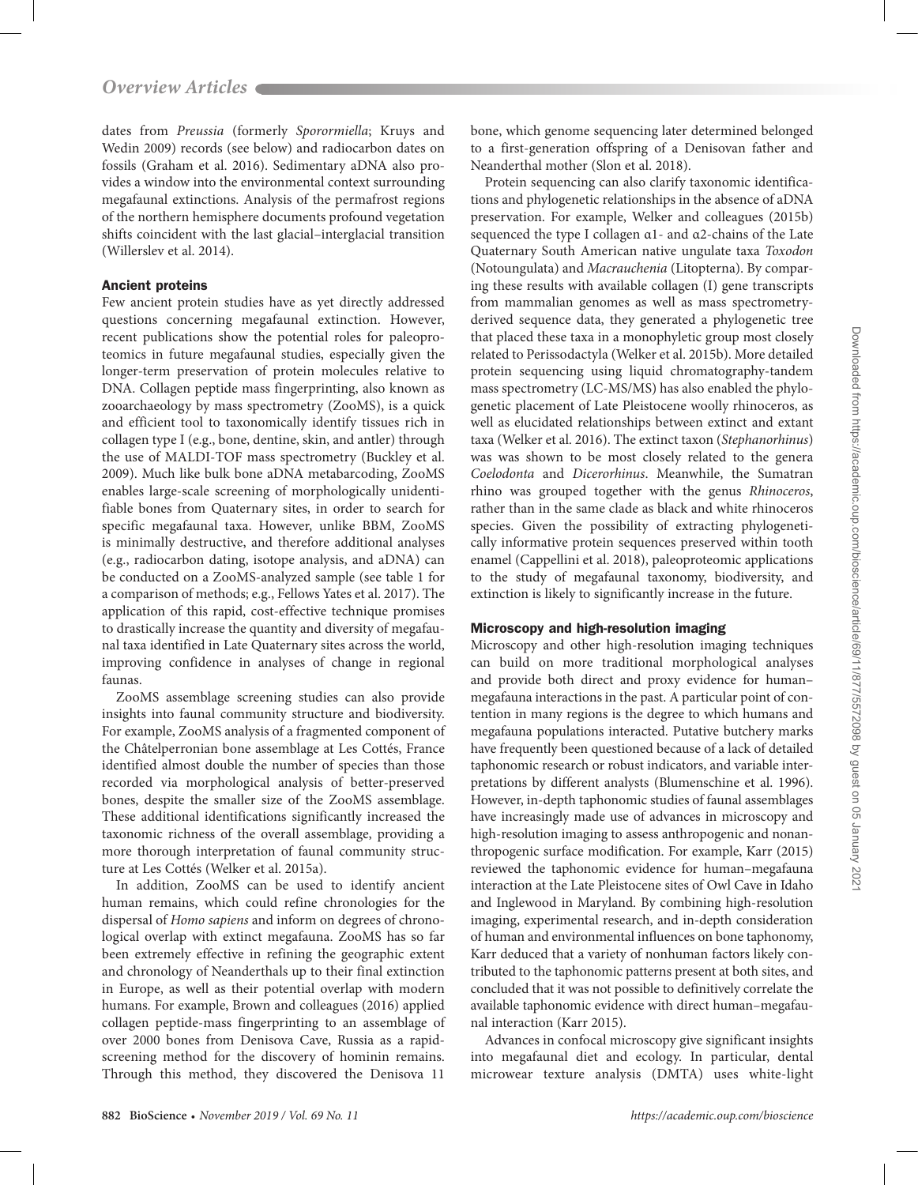dates from *Preussia* (formerly *Sporormiella*; Kruys and Wedin 2009) records (see below) and radiocarbon dates on fossils (Graham et al. 2016). Sedimentary aDNA also provides a window into the environmental context surrounding megafaunal extinctions. Analysis of the permafrost regions of the northern hemisphere documents profound vegetation shifts coincident with the last glacial–interglacial transition (Willerslev et al. 2014).

### Ancient proteins

Few ancient protein studies have as yet directly addressed questions concerning megafaunal extinction. However, recent publications show the potential roles for paleoproteomics in future megafaunal studies, especially given the longer-term preservation of protein molecules relative to DNA. Collagen peptide mass fingerprinting, also known as zooarchaeology by mass spectrometry (ZooMS), is a quick and efficient tool to taxonomically identify tissues rich in collagen type I (e.g., bone, dentine, skin, and antler) through the use of MALDI-TOF mass spectrometry (Buckley et al. 2009). Much like bulk bone aDNA metabarcoding, ZooMS enables large-scale screening of morphologically unidentifiable bones from Quaternary sites, in order to search for specific megafaunal taxa. However, unlike BBM, ZooMS is minimally destructive, and therefore additional analyses (e.g., radiocarbon dating, isotope analysis, and aDNA) can be conducted on a ZooMS-analyzed sample (see table 1 for a comparison of methods; e.g., Fellows Yates et al. 2017). The application of this rapid, cost-effective technique promises to drastically increase the quantity and diversity of megafaunal taxa identified in Late Quaternary sites across the world, improving confidence in analyses of change in regional faunas.

ZooMS assemblage screening studies can also provide insights into faunal community structure and biodiversity. For example, ZooMS analysis of a fragmented component of the Châtelperronian bone assemblage at Les Cottés, France identified almost double the number of species than those recorded via morphological analysis of better-preserved bones, despite the smaller size of the ZooMS assemblage. These additional identifications significantly increased the taxonomic richness of the overall assemblage, providing a more thorough interpretation of faunal community structure at Les Cottés (Welker et al. 2015a).

In addition, ZooMS can be used to identify ancient human remains, which could refine chronologies for the dispersal of *Homo sapiens* and inform on degrees of chronological overlap with extinct megafauna. ZooMS has so far been extremely effective in refining the geographic extent and chronology of Neanderthals up to their final extinction in Europe, as well as their potential overlap with modern humans. For example, Brown and colleagues (2016) applied collagen peptide-mass fingerprinting to an assemblage of over 2000 bones from Denisova Cave, Russia as a rapid-screening method for the discovery of hominin remains. Through this method, they discovered the Denisova 11 bone, which genome sequencing later determined belonged to a first-generation offspring of a Denisovan father and Neanderthal mother (Slon et al. 2018).

Protein sequencing can also clarify taxonomic identifications and phylogenetic relationships in the absence of aDNA preservation. For example, Welker and colleagues (2015b) sequenced the type I collagen α1- and α2-chains of the Late Quaternary South American native ungulate taxa *Toxodon* (Notoungulata) and *Macrauchenia* (Litopterna). By comparing these results with available collagen (I) gene transcripts from mammalian genomes as well as mass spectrometry-derived sequence data, they generated a phylogenetic tree that placed these taxa in a monophyletic group most closely related to Perissodactyla (Welker et al. 2015b). More detailed protein sequencing using liquid chromatography-tandem mass spectrometry (LC-MS/MS) has also enabled the phylogenetic placement of Late Pleistocene woolly rhinoceros, as well as elucidated relationships between extinct and extant taxa (Welker et al. 2016). The extinct taxon (*Stephanorhinus*) was was shown to be most closely related to the genera *Coelodonta* and *Dicerorhinus*. Meanwhile, the Sumatran rhino was grouped together with the genus *Rhinoceros*, rather than in the same clade as black and white rhinoceros species. Given the possibility of extracting phylogenetically informative protein sequences preserved within tooth enamel (Cappellini et al. 2018), paleoproteomic applications to the study of megafaunal taxonomy, biodiversity, and extinction is likely to significantly increase in the future.

### Microscopy and high-resolution imaging

Microscopy and other high-resolution imaging techniques can build on more traditional morphological analyses and provide both direct and proxy evidence for human–megafauna interactions in the past. A particular point of contention in many regions is the degree to which humans and megafauna populations interacted. Putative butchery marks have frequently been questioned because of a lack of detailed taphonomic research or robust indicators, and variable interpretations by different analysts (Blumenschine et al. 1996). However, in-depth taphonomic studies of faunal assemblages have increasingly made use of advances in microscopy and high-resolution imaging to assess anthropogenic and nonanthropogenic surface modification. For example, Karr (2015) reviewed the taphonomic evidence for human–megafauna interaction at the Late Pleistocene sites of Owl Cave in Idaho and Inglewood in Maryland. By combining high-resolution imaging, experimental research, and in-depth consideration of human and environmental influences on bone taphonomy, Karr deduced that a variety of nonhuman factors likely contributed to the taphonomic patterns present at both sites, and concluded that it was not possible to definitively correlate the available taphonomic evidence with direct human–megafaunal interaction (Karr 2015).

Advances in confocal microscopy give significant insights into megafaunal diet and ecology. In particular, dental microwear texture analysis (DMTA) uses white-light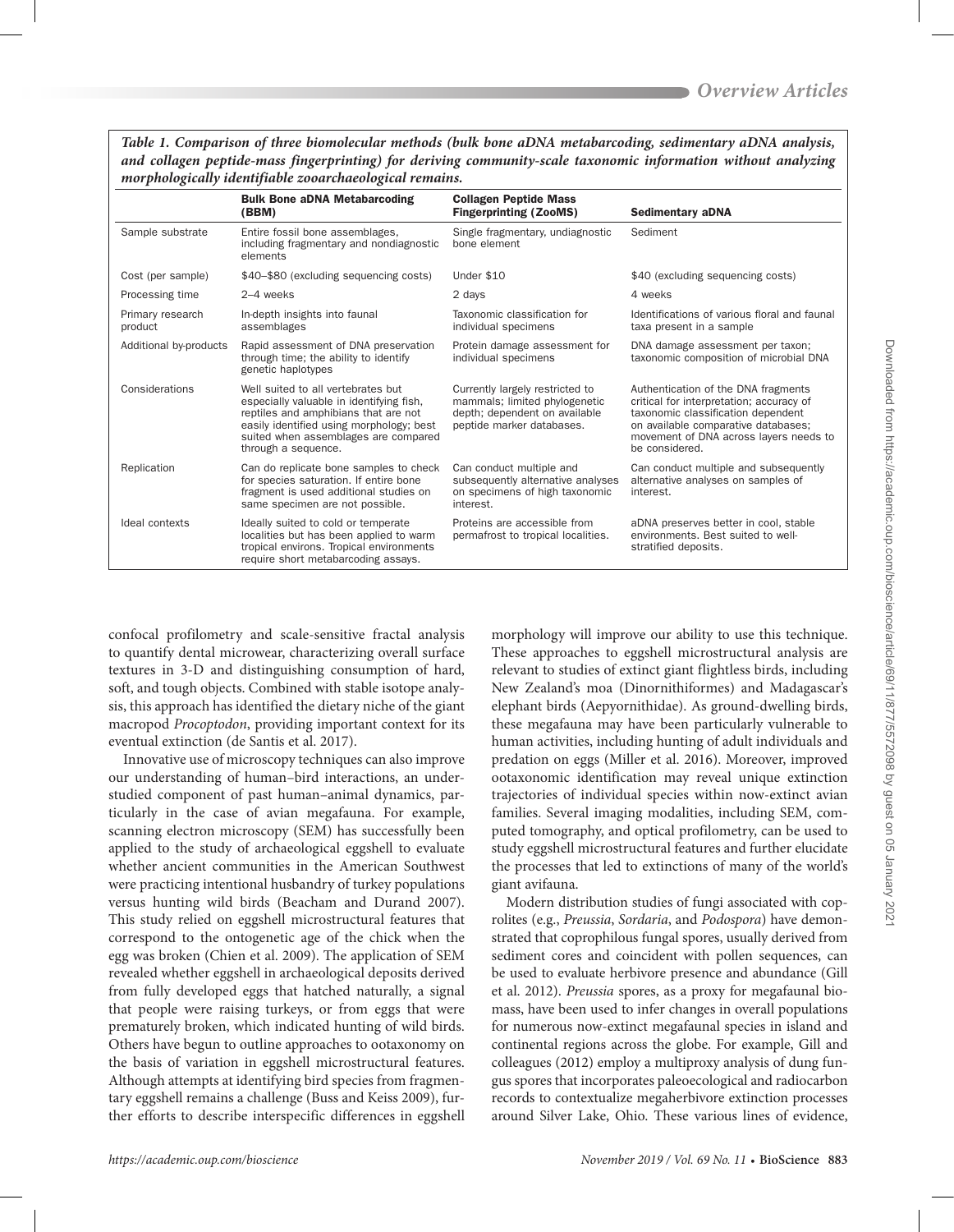*Table 1. Comparison of three biomolecular methods (bulk bone aDNA metabarcoding, sedimentary aDNA analysis, and collagen peptide-mass fingerprinting) for deriving community-scale taxonomic information without analyzing morphologically identifiable zooarchaeological remains.*

| | Bulk Bone aDNA Metabarcoding (BBM) | Collagen Peptide Mass Fingerprinting (ZooMS) | Sedimentary aDNA |
|---|---|---|---|
| Sample substrate | Entire fossil bone assemblages, including fragmentary and nondiagnostic elements | Single fragmentary, undiagnostic bone element | Sediment |
| Cost (per sample) | $40–$80 (excluding sequencing costs) | Under $10 | $40 (excluding sequencing costs) |
| Processing time | 2–4 weeks | 2 days | 4 weeks |
| Primary research product | In-depth insights into faunal assemblages | Taxonomic classification for individual specimens | Identifications of various floral and faunal taxa present in a sample |
| Additional by-products | Rapid assessment of DNA preservation through time; the ability to identify genetic haplotypes | Protein damage assessment for individual specimens | DNA damage assessment per taxon; taxonomic composition of microbial DNA |
| Considerations | Well suited to all vertebrates but especially valuable in identifying fish, reptiles and amphibians that are not easily identified using morphology; best suited when assemblages are compared through a sequence. | Currently largely restricted to mammals; limited phylogenetic depth; dependent on available peptide marker databases. | Authentication of the DNA fragments critical for interpretation; accuracy of taxonomic classification dependent on available comparative databases; movement of DNA across layers needs to be considered. |
| Replication | Can do replicate bone samples to check for species saturation. If entire bone fragment is used additional studies on same specimen are not possible. | Can conduct multiple and subsequently alternative analyses on specimens of high taxonomic interest. | Can conduct multiple and subsequently alternative analyses on samples of interest. |
| Ideal contexts | Ideally suited to cold or temperate localities but has been applied to warm tropical environs. Tropical environments require short metabarcoding assays. | Proteins are accessible from permafrost to tropical localities. | aDNA preserves better in cool, stable environments. Best suited to well-stratified deposits. |

confocal profilometry and scale-sensitive fractal analysis to quantify dental microwear, characterizing overall surface textures in 3-D and distinguishing consumption of hard, soft, and tough objects. Combined with stable isotope analysis, this approach has identified the dietary niche of the giant macropod *Procoptodon*, providing important context for its eventual extinction (de Santis et al. 2017).

Innovative use of microscopy techniques can also improve our understanding of human–bird interactions, an understudied component of past human–animal dynamics, particularly in the case of avian megafauna. For example, scanning electron microscopy (SEM) has successfully been applied to the study of archaeological eggshell to evaluate whether ancient communities in the American Southwest were practicing intentional husbandry of turkey populations versus hunting wild birds (Beacham and Durand 2007). This study relied on eggshell microstructural features that correspond to the ontogenetic age of the chick when the egg was broken (Chien et al. 2009). The application of SEM revealed whether eggshell in archaeological deposits derived from fully developed eggs that hatched naturally, a signal that people were raising turkeys, or from eggs that were prematurely broken, which indicated hunting of wild birds. Others have begun to outline approaches to ootaxonomy on the basis of variation in eggshell microstructural features. Although attempts at identifying bird species from fragmentary eggshell remains a challenge (Buss and Keiss 2009), further efforts to describe interspecific differences in eggshell morphology will improve our ability to use this technique. These approaches to eggshell microstructural analysis are relevant to studies of extinct giant flightless birds, including New Zealand's moa (Dinornithiformes) and Madagascar's elephant birds (Aepyornithidae). As ground-dwelling birds, these megafauna may have been particularly vulnerable to human activities, including hunting of adult individuals and predation on eggs (Miller et al. 2016). Moreover, improved ootaxonomic identification may reveal unique extinction trajectories of individual species within now-extinct avian families. Several imaging modalities, including SEM, computed tomography, and optical profilometry, can be used to study eggshell microstructural features and further elucidate the processes that led to extinctions of many of the world's giant avifauna.

Modern distribution studies of fungi associated with coprolites (e.g., *Preussia*, *Sordaria*, and *Podospora*) have demonstrated that coprophilous fungal spores, usually derived from sediment cores and coincident with pollen sequences, can be used to evaluate herbivore presence and abundance (Gill et al. 2012). *Preussia* spores, as a proxy for megafaunal biomass, have been used to infer changes in overall populations for numerous now-extinct megafaunal species in island and continental regions across the globe. For example, Gill and colleagues (2012) employ a multiproxy analysis of dung fungus spores that incorporates paleoecological and radiocarbon records to contextualize megaherbivore extinction processes around Silver Lake, Ohio. These various lines of evidence,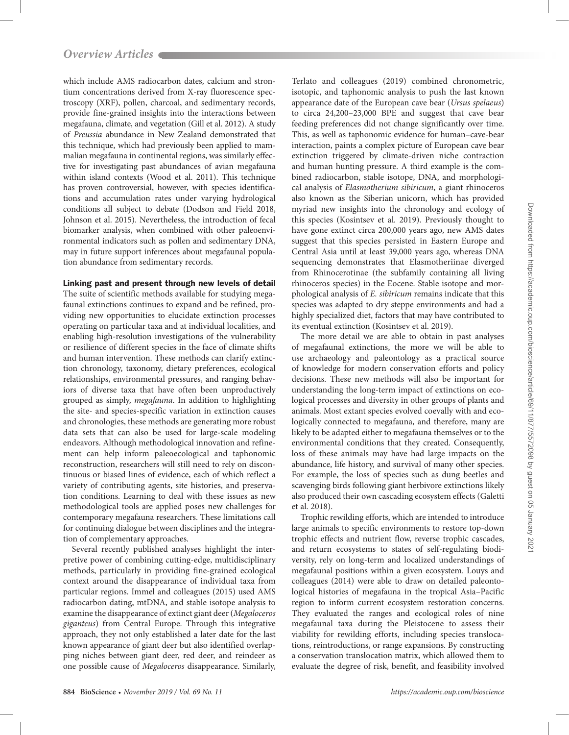which include AMS radiocarbon dates, calcium and strontium concentrations derived from X-ray fluorescence spectroscopy (XRF), pollen, charcoal, and sedimentary records, provide fine-grained insights into the interactions between megafauna, climate, and vegetation (Gill et al. 2012). A study of *Preussia* abundance in New Zealand demonstrated that this technique, which had previously been applied to mammalian megafauna in continental regions, was similarly effective for investigating past abundances of avian megafauna within island contexts (Wood et al. 2011). This technique has proven controversial, however, with species identifications and accumulation rates under varying hydrological conditions all subject to debate (Dodson and Field 2018, Johnson et al. 2015). Nevertheless, the introduction of fecal biomarker analysis, when combined with other paleoenvironmental indicators such as pollen and sedimentary DNA, may in future support inferences about megafaunal population abundance from sedimentary records.

## Linking past and present through new levels of detail

The suite of scientific methods available for studying megafaunal extinctions continues to expand and be refined, providing new opportunities to elucidate extinction processes operating on particular taxa and at individual localities, and enabling high-resolution investigations of the vulnerability or resilience of different species in the face of climate shifts and human intervention. These methods can clarify extinction chronology, taxonomy, dietary preferences, ecological relationships, environmental pressures, and ranging behaviors of diverse taxa that have often been unproductively grouped as simply, *megafauna*. In addition to highlighting the site- and species-specific variation in extinction causes and chronologies, these methods are generating more robust data sets that can also be used for large-scale modeling endeavors. Although methodological innovation and refinement can help inform paleoecological and taphonomic reconstruction, researchers will still need to rely on discontinuous or biased lines of evidence, each of which reflect a variety of contributing agents, site histories, and preservation conditions. Learning to deal with these issues as new methodological tools are applied poses new challenges for contemporary megafauna researchers. These limitations call for continuing dialogue between disciplines and the integration of complementary approaches.

Several recently published analyses highlight the interpretive power of combining cutting-edge, multidisciplinary methods, particularly in providing fine-grained ecological context around the disappearance of individual taxa from particular regions. Immel and colleagues (2015) used AMS radiocarbon dating, mtDNA, and stable isotope analysis to examine the disappearance of extinct giant deer (*Megaloceros giganteus*) from Central Europe. Through this integrative approach, they not only established a later date for the last known appearance of giant deer but also identified overlapping niches between giant deer, red deer, and reindeer as one possible cause of *Megaloceros* disappearance. Similarly, Terlato and colleagues (2019) combined chronometric, isotopic, and taphonomic analysis to push the last known appearance date of the European cave bear (*Ursus spelaeus*) to circa 24,200–23,000 BPE and suggest that cave bear feeding preferences did not change significantly over time. This, as well as taphonomic evidence for human–cave-bear interaction, paints a complex picture of European cave bear extinction triggered by climate-driven niche contraction and human hunting pressure. A third example is the combined radiocarbon, stable isotope, DNA, and morphological analysis of *Elasmotherium sibiricum*, a giant rhinoceros also known as the Siberian unicorn, which has provided myriad new insights into the chronology and ecology of this species (Kosintsev et al. 2019). Previously thought to have gone extinct circa 200,000 years ago, new AMS dates suggest that this species persisted in Eastern Europe and Central Asia until at least 39,000 years ago, whereas DNA sequencing demonstrates that Elasmotheriinae diverged from Rhinocerotinae (the subfamily containing all living rhinoceros species) in the Eocene. Stable isotope and morphological analysis of *E. sibiricum* remains indicate that this species was adapted to dry steppe environments and had a highly specialized diet, factors that may have contributed to its eventual extinction (Kosintsev et al. 2019).

The more detail we are able to obtain in past analyses of megafaunal extinctions, the more we will be able to use archaeology and paleontology as a practical source of knowledge for modern conservation efforts and policy decisions. These new methods will also be important for understanding the long-term impact of extinctions on ecological processes and diversity in other groups of plants and animals. Most extant species evolved coevally with and ecologically connected to megafauna, and therefore, many are likely to be adapted either to megafauna themselves or to the environmental conditions that they created. Consequently, loss of these animals may have had large impacts on the abundance, life history, and survival of many other species. For example, the loss of species such as dung beetles and scavenging birds following giant herbivore extinctions likely also produced their own cascading ecosystem effects (Galetti et al. 2018).

Trophic rewilding efforts, which are intended to introduce large animals to specific environments to restore top-down trophic effects and nutrient flow, reverse trophic cascades, and return ecosystems to states of self-regulating biodiversity, rely on long-term and localized understandings of megafaunal positions within a given ecosystem. Louys and colleagues (2014) were able to draw on detailed paleontological histories of megafauna in the tropical Asia–Pacific region to inform current ecosystem restoration concerns. They evaluated the ranges and ecological roles of nine megafaunal taxa during the Pleistocene to assess their viability for rewilding efforts, including species translocations, reintroductions, or range expansions. By constructing a conservation translocation matrix, which allowed them to evaluate the degree of risk, benefit, and feasibility involved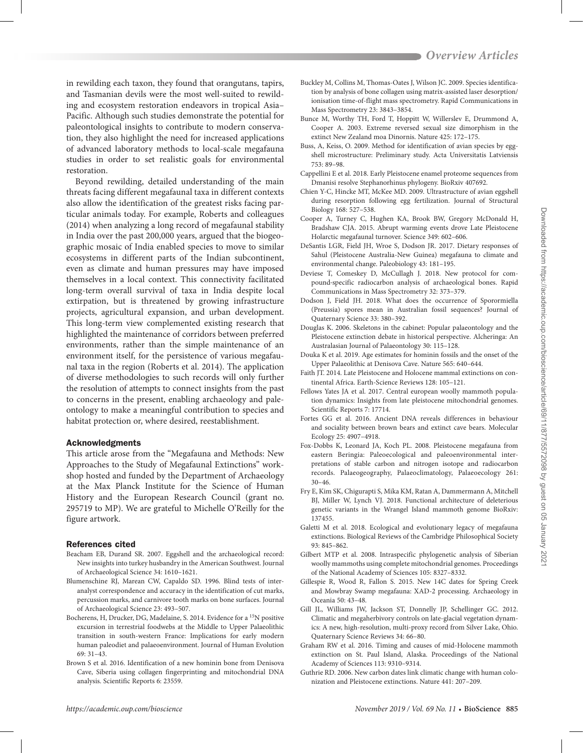in rewilding each taxon, they found that orangutans, tapirs, and Tasmanian devils were the most well-suited to rewilding and ecosystem restoration endeavors in tropical Asia–Pacific. Although such studies demonstrate the potential for paleontological insights to contribute to modern conservation, they also highlight the need for increased applications of advanced laboratory methods to local-scale megafauna studies in order to set realistic goals for environmental restoration.

Beyond rewilding, detailed understanding of the main threats facing different megafaunal taxa in different contexts also allow the identification of the greatest risks facing particular animals today. For example, Roberts and colleagues (2014) when analyzing a long record of megafaunal stability in India over the past 200,000 years, argued that the biogeographic mosaic of India enabled species to move to similar ecosystems in different parts of the Indian subcontinent, even as climate and human pressures may have imposed themselves in a local context. This connectivity facilitated long-term overall survival of taxa in India despite local extirpation, but is threatened by growing infrastructure projects, agricultural expansion, and urban development. This long-term view complemented existing research that highlighted the maintenance of corridors between preferred environments, rather than the simple maintenance of an environment itself, for the persistence of various megafaunal taxa in the region (Roberts et al. 2014). The application of diverse methodologies to such records will only further the resolution of attempts to connect insights from the past to concerns in the present, enabling archaeology and paleontology to make a meaningful contribution to species and habitat protection or, where desired, reestablishment.

## Acknowledgments

This article arose from the "Megafauna and Methods: New Approaches to the Study of Megafaunal Extinctions" workshop hosted and funded by the Department of Archaeology at the Max Planck Institute for the Science of Human History and the European Research Council (grant no. 295719 to MP). We are grateful to Michelle O'Reilly for the figure artwork.

## References cited

Beacham EB, Durand SR. 2007. Eggshell and the archaeological record: New insights into turkey husbandry in the American Southwest. Journal of Archaeological Science 34: 1610–1621.

Blumenschine RJ, Marean CW, Capaldo SD. 1996. Blind tests of inter-analyst correspondence and accuracy in the identification of cut marks, percussion marks, and carnivore tooth marks on bone surfaces. Journal of Archaeological Science 23: 493–507.

Bocherens, H, Drucker, DG, Madelaine, S. 2014. Evidence for a $^{15}$N positive excursion in terrestrial foodwebs at the Middle to Upper Palaeolithic transition in south-western France: Implications for early modern human paleodiet and palaeoenvironment. Journal of Human Evolution 69: 31–43.

Brown S et al. 2016. Identification of a new hominin bone from Denisova Cave, Siberia using collagen fingerprinting and mitochondrial DNA analysis. Scientific Reports 6: 23559.

Buckley M, Collins M, Thomas-Oates J, Wilson JC. 2009. Species identification by analysis of bone collagen using matrix-assisted laser desorption/ionisation time-of-flight mass spectrometry. Rapid Communications in Mass Spectrometry 23: 3843–3854.

Bunce M, Worthy TH, Ford T, Hoppitt W, Willerslev E, Drummond A, Cooper A. 2003. Extreme reversed sexual size dimorphism in the extinct New Zealand moa Dinornis. Nature 425: 172–175.

Buss, A, Keiss, O. 2009. Method for identification of avian species by eggshell microstructure: Preliminary study. Acta Universitatis Latviensis 753: 89–98.

Cappellini E et al. 2018. Early Pleistocene enamel proteome sequences from Dmanisi resolve Stephanorhinus phylogeny. BioRxiv 407692.

Chien Y-C, Hincke MT, McKee MD. 2009. Ultrastructure of avian eggshell during resorption following egg fertilization. Journal of Structural Biology 168: 527–538.

Cooper A, Turney C, Hughen KA, Brook BW, Gregory McDonald H, Bradshaw CJA. 2015. Abrupt warming events drove Late Pleistocene Holarctic megafaunal turnover. Science 349: 602–606.

DeSantis LGR, Field JH, Wroe S, Dodson JR. 2017. Dietary responses of Sahul (Pleistocene Australia-New Guinea) megafauna to climate and environmental change. Paleobiology 43: 181–195.

Deviese T, Comeskey D, McCullagh J. 2018. New protocol for compound-specific radiocarbon analysis of archaeological bones. Rapid Communications in Mass Spectrometry 32: 373–379.

Dodson J, Field JH. 2018. What does the occurrence of Sporormiella (Preussia) spores mean in Australian fossil sequences? Journal of Quaternary Science 33: 380–392.

Douglas K. 2006. Skeletons in the cabinet: Popular palaeontology and the Pleistocene extinction debate in historical perspective. Alcheringa: An Australasian Journal of Palaeontology 30: 115–128.

Douka K et al. 2019. Age estimates for hominin fossils and the onset of the Upper Palaeolithic at Denisova Cave. Nature 565: 640–644.

Faith JT. 2014. Late Pleistocene and Holocene mammal extinctions on continental Africa. Earth-Science Reviews 128: 105–121.

Fellows Yates JA et al. 2017. Central european woolly mammoth population dynamics: Insights from late pleistocene mitochondrial genomes. Scientific Reports 7: 17714.

Fortes GG et al. 2016. Ancient DNA reveals differences in behaviour and sociality between brown bears and extinct cave bears. Molecular Ecology 25: 4907–4918.

Fox-Dobbs K, Leonard JA, Koch PL. 2008. Pleistocene megafauna from eastern Beringia: Paleoecological and paleoenvironmental interpretations of stable carbon and nitrogen isotope and radiocarbon records. Palaeogeography, Palaeoclimatology, Palaeoecology 261: 30–46.

Fry E, Kim SK, Chigurapti S, Mika KM, Ratan A, Dammermann A, Mitchell BJ, Miller W, Lynch VJ. 2018. Functional architecture of deleterious genetic variants in the Wrangel Island mammoth genome BioRxiv: 137455.

Galetti M et al. 2018. Ecological and evolutionary legacy of megafauna extinctions. Biological Reviews of the Cambridge Philosophical Society 93: 845–862.

Gilbert MTP et al. 2008. Intraspecific phylogenetic analysis of Siberian woolly mammoths using complete mitochondrial genomes. Proceedings of the National Academy of Sciences 105: 8327–8332.

Gillespie R, Wood R, Fallon S. 2015. New 14C dates for Spring Creek and Mowbray Swamp megafauna: XAD-2 processing. Archaeology in Oceania 50: 43–48.

Gill JL, Williams JW, Jackson ST, Donnelly JP, Schellinger GC. 2012. Climatic and megaherbivory controls on late-glacial vegetation dynamics: A new, high-resolution, multi-proxy record from Silver Lake, Ohio. Quaternary Science Reviews 34: 66–80.

Graham RW et al. 2016. Timing and causes of mid-Holocene mammoth extinction on St. Paul Island, Alaska. Proceedings of the National Academy of Sciences 113: 9310–9314.

Guthrie RD. 2006. New carbon dates link climatic change with human colonization and Pleistocene extinctions. Nature 441: 207–209.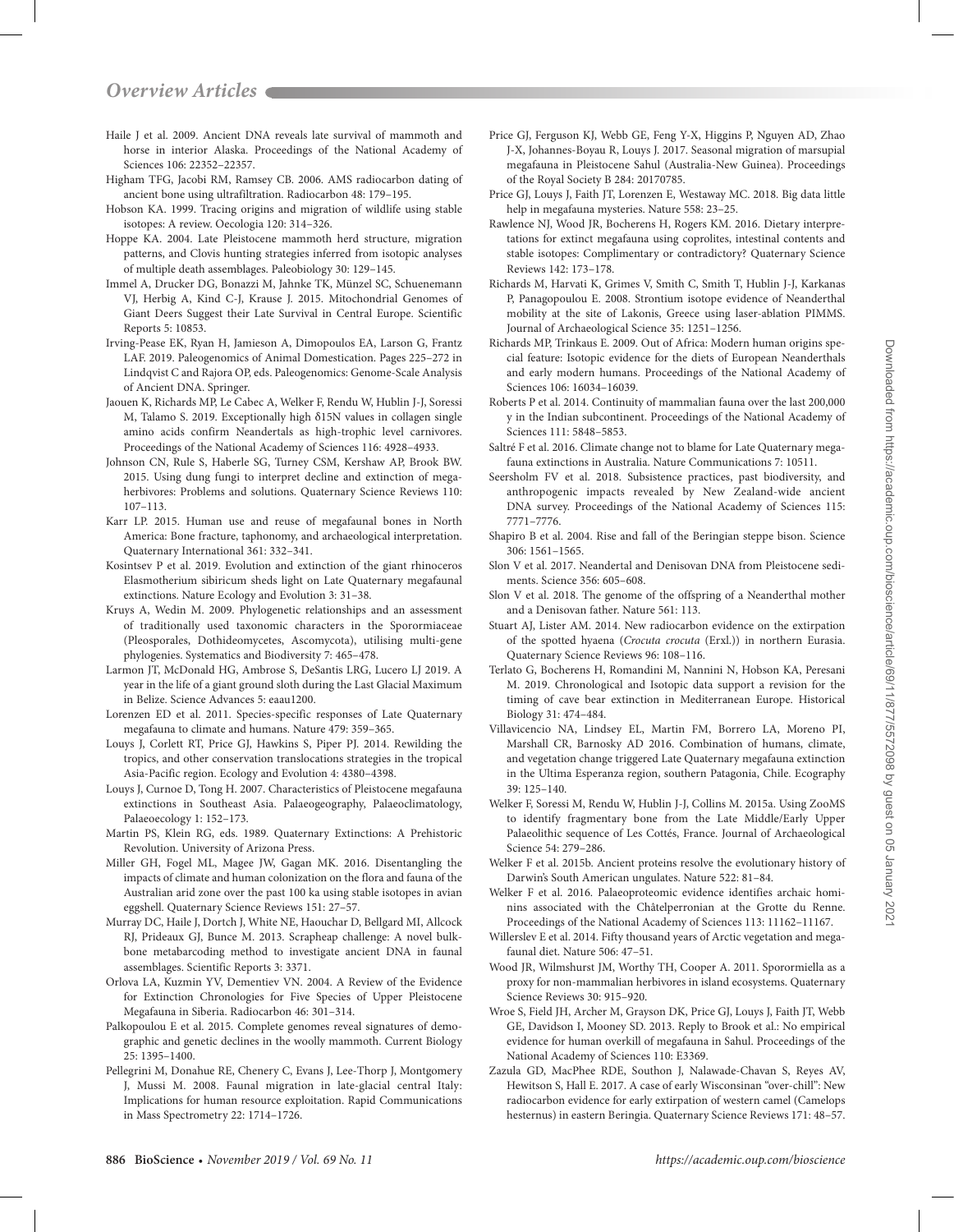Haile J et al. 2009. Ancient DNA reveals late survival of mammoth and horse in interior Alaska. Proceedings of the National Academy of Sciences 106: 22352–22357.

Higham TFG, Jacobi RM, Ramsey CB. 2006. AMS radiocarbon dating of ancient bone using ultrafiltration. Radiocarbon 48: 179–195.

Hobson KA. 1999. Tracing origins and migration of wildlife using stable isotopes: A review. Oecologia 120: 314–326.

Hoppe KA. 2004. Late Pleistocene mammoth herd structure, migration patterns, and Clovis hunting strategies inferred from isotopic analyses of multiple death assemblages. Paleobiology 30: 129–145.

Immel A, Drucker DG, Bonazzi M, Jahnke TK, Münzel SC, Schuenemann VJ, Herbig A, Kind C-J, Krause J. 2015. Mitochondrial Genomes of Giant Deers Suggest their Late Survival in Central Europe. Scientific Reports 5: 10853.

Irving-Pease EK, Ryan H, Jamieson A, Dimopoulos EA, Larson G, Frantz LAF. 2019. Paleogenomics of Animal Domestication. Pages 225–272 in Lindqvist C and Rajora OP, eds. Paleogenomics: Genome-Scale Analysis of Ancient DNA. Springer.

Jaouen K, Richards MP, Le Cabec A, Welker F, Rendu W, Hublin J-J, Soressi M, Talamo S. 2019. Exceptionally high δ15N values in collagen single amino acids confirm Neandertals as high-trophic level carnivores. Proceedings of the National Academy of Sciences 116: 4928–4933.

Johnson CN, Rule S, Haberle SG, Turney CSM, Kershaw AP, Brook BW. 2015. Using dung fungi to interpret decline and extinction of megaherbivores: Problems and solutions. Quaternary Science Reviews 110: 107–113.

Karr LP. 2015. Human use and reuse of megafaunal bones in North America: Bone fracture, taphonomy, and archaeological interpretation. Quaternary International 361: 332–341.

Kosintsev P et al. 2019. Evolution and extinction of the giant rhinoceros Elasmotherium sibiricum sheds light on Late Quaternary megafaunal extinctions. Nature Ecology and Evolution 3: 31–38.

Kruys A, Wedin M. 2009. Phylogenetic relationships and an assessment of traditionally used taxonomic characters in the Sporormiaceae (Pleosporales, Dothideomycetes, Ascomycota), utilising multi-gene phylogenies. Systematics and Biodiversity 7: 465–478.

Larmon JT, McDonald HG, Ambrose S, DeSantis LRG, Lucero LJ 2019. A year in the life of a giant ground sloth during the Last Glacial Maximum in Belize. Science Advances 5: eaau1200.

Lorenzen ED et al. 2011. Species-specific responses of Late Quaternary megafauna to climate and humans. Nature 479: 359–365.

Louys J, Corlett RT, Price GJ, Hawkins S, Piper PJ. 2014. Rewilding the tropics, and other conservation translocations strategies in the tropical Asia-Pacific region. Ecology and Evolution 4: 4380–4398.

Louys J, Curnoe D, Tong H. 2007. Characteristics of Pleistocene megafauna extinctions in Southeast Asia. Palaeogeography, Palaeoclimatology, Palaeoecology 1: 152–173.

Martin PS, Klein RG, eds. 1989. Quaternary Extinctions: A Prehistoric Revolution. University of Arizona Press.

Miller GH, Fogel ML, Magee JW, Gagan MK. 2016. Disentangling the impacts of climate and human colonization on the flora and fauna of the Australian arid zone over the past 100 ka using stable isotopes in avian eggshell. Quaternary Science Reviews 151: 27–57.

Murray DC, Haile J, Dortch J, White NE, Haouchar D, Bellgard MI, Allcock RJ, Prideaux GJ, Bunce M. 2013. Scrapheap challenge: A novel bulk-bone metabarcoding method to investigate ancient DNA in faunal assemblages. Scientific Reports 3: 3371.

Orlova LA, Kuzmin YV, Dementiev VN. 2004. A Review of the Evidence for Extinction Chronologies for Five Species of Upper Pleistocene Megafauna in Siberia. Radiocarbon 46: 301–314.

Palkopoulou E et al. 2015. Complete genomes reveal signatures of demographic and genetic declines in the woolly mammoth. Current Biology 25: 1395–1400.

Pellegrini M, Donahue RE, Chenery C, Evans J, Lee-Thorp J, Montgomery J, Mussi M. 2008. Faunal migration in late-glacial central Italy: Implications for human resource exploitation. Rapid Communications in Mass Spectrometry 22: 1714–1726.

Price GJ, Ferguson KJ, Webb GE, Feng Y-X, Higgins P, Nguyen AD, Zhao J-X, Johannes-Boyau R, Louys J. 2017. Seasonal migration of marsupial megafauna in Pleistocene Sahul (Australia-New Guinea). Proceedings of the Royal Society B 284: 20170785.

Price GJ, Louys J, Faith JT, Lorenzen E, Westaway MC. 2018. Big data little help in megafauna mysteries. Nature 558: 23–25.

Rawlence NJ, Wood JR, Bocherens H, Rogers KM. 2016. Dietary interpretations for extinct megafauna using coprolites, intestinal contents and stable isotopes: Complimentary or contradictory? Quaternary Science Reviews 142: 173–178.

Richards M, Harvati K, Grimes V, Smith C, Smith T, Hublin J-J, Karkanas P, Panagopoulou E. 2008. Strontium isotope evidence of Neanderthal mobility at the site of Lakonis, Greece using laser-ablation PIMMS. Journal of Archaeological Science 35: 1251–1256.

Richards MP, Trinkaus E. 2009. Out of Africa: Modern human origins special feature: Isotopic evidence for the diets of European Neanderthals and early modern humans. Proceedings of the National Academy of Sciences 106: 16034–16039.

Roberts P et al. 2014. Continuity of mammalian fauna over the last 200,000 y in the Indian subcontinent. Proceedings of the National Academy of Sciences 111: 5848–5853.

Saltré F et al. 2016. Climate change not to blame for Late Quaternary megafauna extinctions in Australia. Nature Communications 7: 10511.

Seersholm FV et al. 2018. Subsistence practices, past biodiversity, and anthropogenic impacts revealed by New Zealand-wide ancient DNA survey. Proceedings of the National Academy of Sciences 115: 7771–7776.

Shapiro B et al. 2004. Rise and fall of the Beringian steppe bison. Science 306: 1561–1565.

Slon V et al. 2017. Neandertal and Denisovan DNA from Pleistocene sediments. Science 356: 605–608.

Slon V et al. 2018. The genome of the offspring of a Neanderthal mother and a Denisovan father. Nature 561: 113.

Stuart AJ, Lister AM. 2014. New radiocarbon evidence on the extirpation of the spotted hyaena (*Crocuta crocuta* (Erxl.)) in northern Eurasia. Quaternary Science Reviews 96: 108–116.

Terlato G, Bocherens H, Romandini M, Nannini N, Hobson KA, Peresani M. 2019. Chronological and Isotopic data support a revision for the timing of cave bear extinction in Mediterranean Europe. Historical Biology 31: 474–484.

Villavicencio NA, Lindsey EL, Martin FM, Borrero LA, Moreno PI, Marshall CR, Barnosky AD 2016. Combination of humans, climate, and vegetation change triggered Late Quaternary megafauna extinction in the Ultima Esperanza region, southern Patagonia, Chile. Ecography 39: 125–140.

Welker F, Soressi M, Rendu W, Hublin J-J, Collins M. 2015a. Using ZooMS to identify fragmentary bone from the Late Middle/Early Upper Palaeolithic sequence of Les Cottés, France. Journal of Archaeological Science 54: 279–286.

Welker F et al. 2015b. Ancient proteins resolve the evolutionary history of Darwin's South American ungulates. Nature 522: 81–84.

Welker F et al. 2016. Palaeoproteomic evidence identifies archaic hominins associated with the Châtelperronian at the Grotte du Renne. Proceedings of the National Academy of Sciences 113: 11162–11167.

Willerslev E et al. 2014. Fifty thousand years of Arctic vegetation and megafaunal diet. Nature 506: 47–51.

Wood JR, Wilmshurst JM, Worthy TH, Cooper A. 2011. Sporormiella as a proxy for non-mammalian herbivores in island ecosystems. Quaternary Science Reviews 30: 915–920.

Wroe S, Field JH, Archer M, Grayson DK, Price GJ, Louys J, Faith JT, Webb GE, Davidson I, Mooney SD. 2013. Reply to Brook et al.: No empirical evidence for human overkill of megafauna in Sahul. Proceedings of the National Academy of Sciences 110: E3369.

Zazula GD, MacPhee RDE, Southon J, Nalawade-Chavan S, Reyes AV, Hewitson S, Hall E. 2017. A case of early Wisconsinan "over-chill": New radiocarbon evidence for early extirpation of western camel (Camelops hesternus) in eastern Beringia. Quaternary Science Reviews 171: 48–57.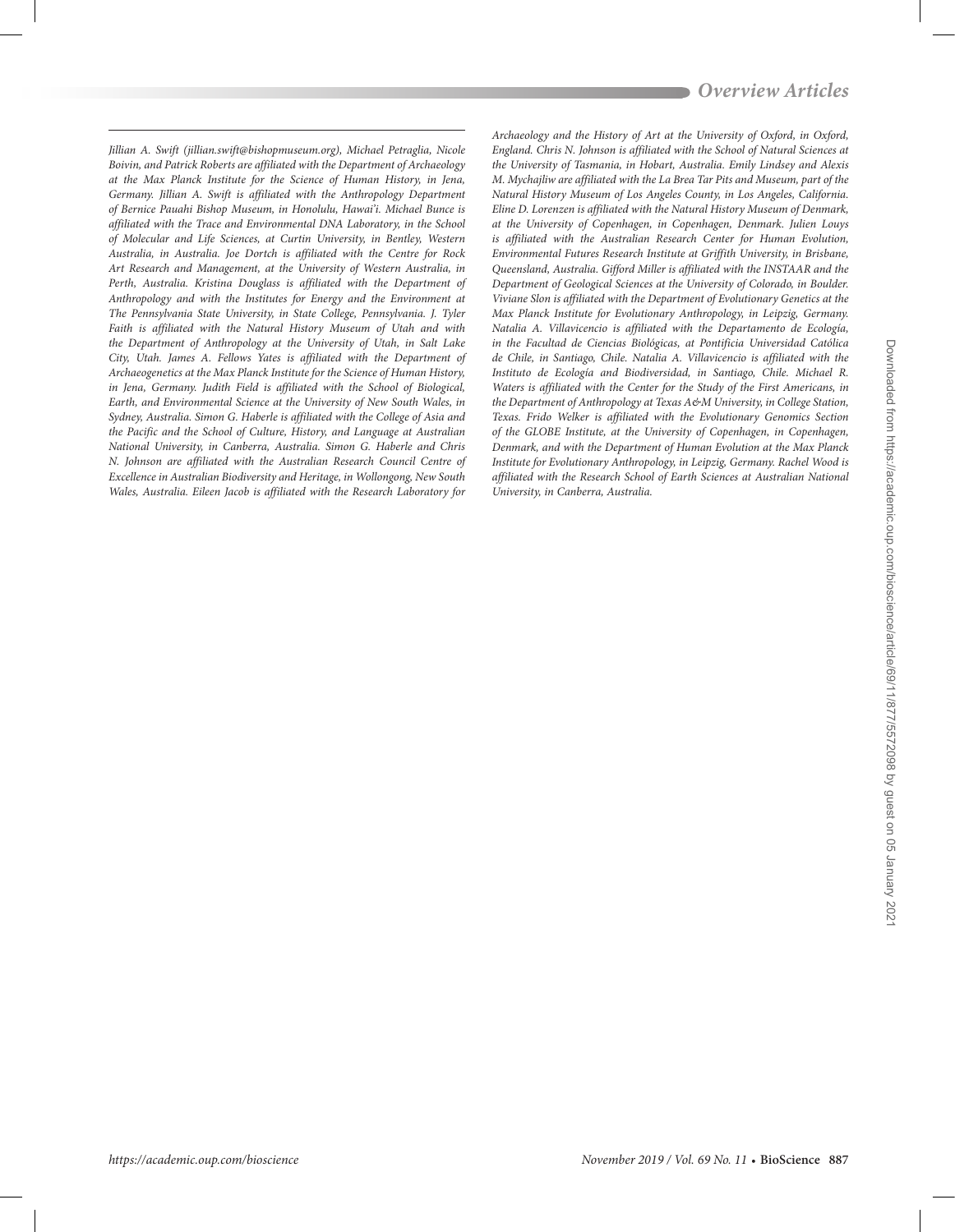*Jillian A. Swift (jillian.swift@bishopmuseum.org), Michael Petraglia, Nicole Boivin, and Patrick Roberts are affiliated with the Department of Archaeology at the Max Planck Institute for the Science of Human History, in Jena, Germany. Jillian A. Swift is affiliated with the Anthropology Department of Bernice Pauahi Bishop Museum, in Honolulu, Hawai'i. Michael Bunce is affiliated with the Trace and Environmental DNA Laboratory, in the School of Molecular and Life Sciences, at Curtin University, in Bentley, Western Australia, in Australia. Joe Dortch is affiliated with the Centre for Rock Art Research and Management, at the University of Western Australia, in Perth, Australia. Kristina Douglass is affiliated with the Department of Anthropology and with the Institutes for Energy and the Environment at The Pennsylvania State University, in State College, Pennsylvania. J. Tyler Faith is affiliated with the Natural History Museum of Utah and with the Department of Anthropology at the University of Utah, in Salt Lake City, Utah. James A. Fellows Yates is affiliated with the Department of Archaeogenetics at the Max Planck Institute for the Science of Human History, in Jena, Germany. Judith Field is affiliated with the School of Biological, Earth, and Environmental Science at the University of New South Wales, in Sydney, Australia. Simon G. Haberle is affiliated with the College of Asia and the Pacific and the School of Culture, History, and Language at Australian National University, in Canberra, Australia. Simon G. Haberle and Chris N. Johnson are affiliated with the Australian Research Council Centre of Excellence in Australian Biodiversity and Heritage, in Wollongong, New South Wales, Australia. Eileen Jacob is affiliated with the Research Laboratory for Archaeology and the History of Art at the University of Oxford, in Oxford, England. Chris N. Johnson is affiliated with the School of Natural Sciences at the University of Tasmania, in Hobart, Australia. Emily Lindsey and Alexis M. Mychajliw are affiliated with the La Brea Tar Pits and Museum, part of the Natural History Museum of Los Angeles County, in Los Angeles, California. Eline D. Lorenzen is affiliated with the Natural History Museum of Denmark, at the University of Copenhagen, in Copenhagen, Denmark. Julien Louys is affiliated with the Australian Research Center for Human Evolution, Environmental Futures Research Institute at Griffith University, in Brisbane, Queensland, Australia. Gifford Miller is affiliated with the INSTAAR and the Department of Geological Sciences at the University of Colorado, in Boulder. Viviane Slon is affiliated with the Department of Evolutionary Genetics at the Max Planck Institute for Evolutionary Anthropology, in Leipzig, Germany. Natalia A. Villavicencio is affiliated with the Departamento de Ecología, in the Facultad de Ciencias Biológicas, at Pontificia Universidad Católica de Chile, in Santiago, Chile. Natalia A. Villavicencio is affiliated with the Instituto de Ecología and Biodiversidad, in Santiago, Chile. Michael R. Waters is affiliated with the Center for the Study of the First Americans, in the Department of Anthropology at Texas A&M University, in College Station, Texas. Frido Welker is affiliated with the Evolutionary Genomics Section of the GLOBE Institute, at the University of Copenhagen, in Copenhagen, Denmark, and with the Department of Human Evolution at the Max Planck Institute for Evolutionary Anthropology, in Leipzig, Germany. Rachel Wood is affiliated with the Research School of Earth Sciences at Australian National University, in Canberra, Australia.*